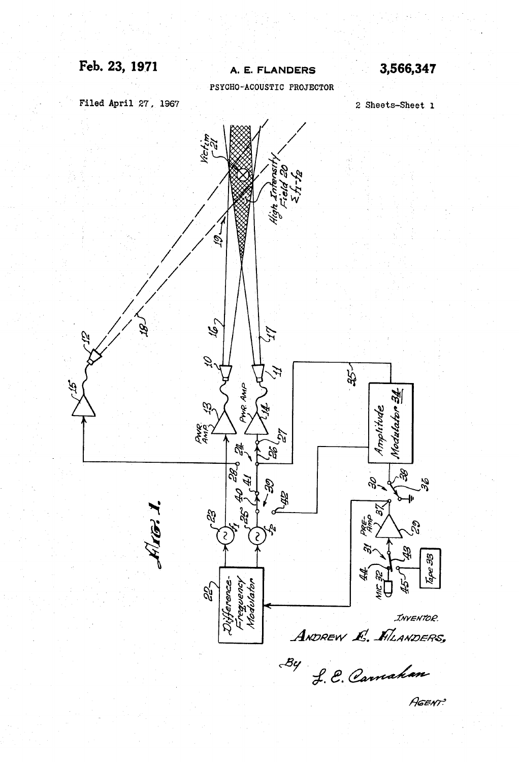Feb. 23, 1971

A. E. FLANDERS

3,566,347

PSYCHO-ACOUSTIC PROJECTOR

Filed April 27, 1967

2 Sheets-Sheet 1

FIG. 1.

INVENTOR.

ANDREW E. FLANDERS,

By L. E. Carnahan

AGENT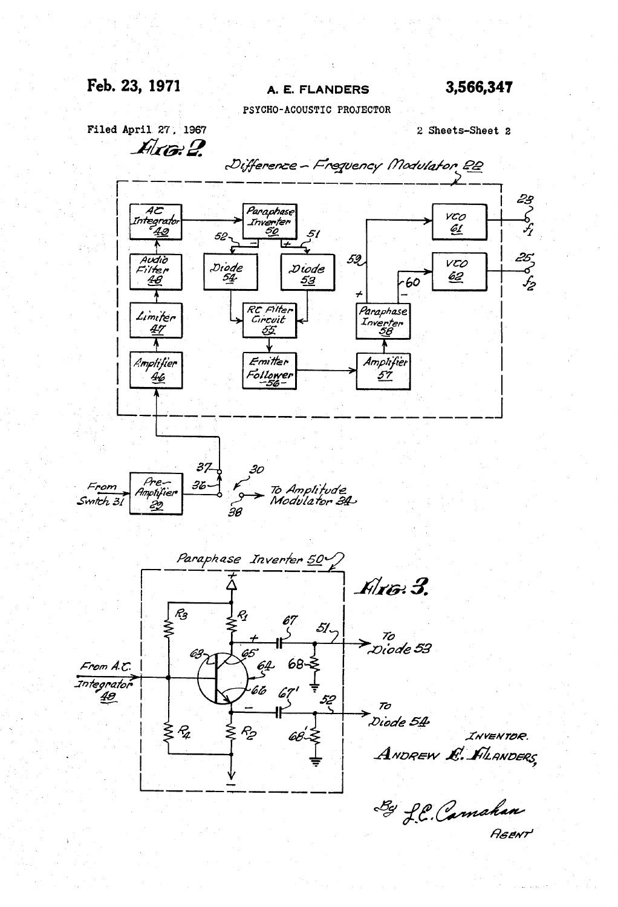Feb. 23, 1971 — A. E. FLANDERS — 3,566,347

PSYCHO-ACOUSTIC PROJECTOR

Filed April 27, 1967 — 2 Sheets-Sheet 2

FIG. 2.

Difference-Frequency Modulator 22

AC Integrator 49

Audio Filter 48

Limiter 47

Amplifier 46

Paraphase Inverter 50

Diode 54

Diode 53

RC Filter Circuit 55

Emitter Follower 56

Amplifier 57

Paraphase Inverter 58

VCO 61

VCO 62

$f_1$

$f_2$

From Switch 31

Pre-Amplifier 29

To Amplitude Modulator 34

FIG. 3.

Paraphase Inverter 50

From A.C. Integrator 49

To Diode 53

To Diode 54

INVENTOR.

ANDREW E. FLANDERS,

By L.E. Carnahan

AGENT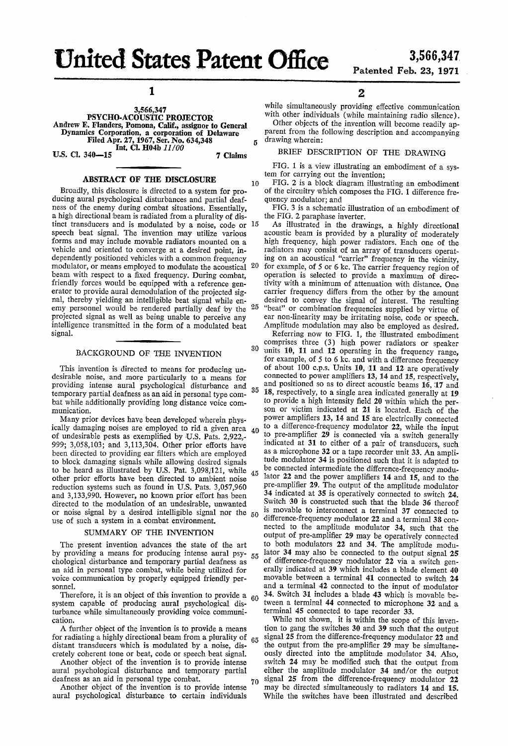# United States Patent Office

**3,566,347**
**Patented Feb. 23, 1971**

**3,566,347**
**PSYCHO-ACOUSTIC PROJECTOR**
Andrew E. Flanders, Pomona, Calif., assignor to General Dynamics Corporation, a corporation of Delaware
Filed Apr. 27, 1967, Ser. No. 634,348
Int. Cl. H04b 11/00
U.S. Cl. 340—15 7 Claims

## ABSTRACT OF THE DISCLOSURE

Broadly, this disclosure is directed to a system for producing aural psychological disturbances and partial deafness of the enemy during combat situations. Essentially, a high directional beam is radiated from a plurality of distinct transducers and is modulated by a noise, code or speech beat signal. The invention may utilize various forms and may include movable radiators mounted on a vehicle and oriented to converge at a desired point, independently positioned vehicles with a common frequency modulator, or means employed to modulate the acoustical beam with respect to a fixed frequency. During combat, friendly forces would be equipped with a reference generator to provide aural demodulation of the projected signal, thereby yielding an intelligible beat signal while enemy personnel would be rendered partially deaf by the projected signal as well as being unable to perceive any intelligence transmitted in the form of a modulated beat signal.

## BACKGROUND OF THE INVENTION

This invention is directed to means for producing undesirable noise, and more particularly to a means for providing intense aural psychological disturbance and temporary partial deafness as an aid in personal type combat while additionally providing long distance voice communication.

Many prior devices have been developed wherein physically damaging noises are employed to rid a given area of undesirable pests as exemplified by U.S. Pats. 2,922,-999; 3,058,103; and 3,113,304. Other prior efforts have been directed to providing ear filters which are employed to block damaging signals while allowing desired signals to be heard as illustrated by U.S. Pat. 3,098,121, while other prior efforts have been directed to ambient noise reduction systems such as found in U.S. Pats. 3,057,960 and 3,133,990. However, no known prior effort has been directed to the modulation of an undesirable, unwanted or noise signal by a desired intelligible signal nor the use of such a system in a combat environment.

## SUMMARY OF THE INVENTION

The present invention advances the state of the art by providing a means for producing intense aural psychological disturbance and temporary partial deafness as an aid in personal type combat, while being utilized for voice communication by properly equipped friendly personnel.

Therefore, it is an object of this invention to provide a system capable of producing aural psychological disturbance while simultaneously providing voice communication.

A further object of the invention is to provide a means for radiating a highly directional beam from a plurality of distant transducers which is modulated by a noise, discretely coherent tone or beat, code or speech beat signal.

Another object of the invention is to provide intense aural psychological disturbance and temporary partial deafness as an aid in personal type combat.

Another object of the invention is to provide intense aural psychological disturbance to certain individuals while simultaneously providing effective communication with other individuals (while maintaining radio silence).

Other objects of the invention will become readily apparent from the following description and accompanying drawing wherein:

## BRIEF DESCRIPTION OF THE DRAWING

FIG. 1 is a view illustrating an embodiment of a system for carrying out the invention;

FIG. 2 is a block diagram illustrating an embodiment of the circuitry which composes the FIG. 1 difference frequency modulator; and

FIG. 3 is a schematic illustration of an embodiment of the FIG. 2 paraphase inverter.

As illustrated in the drawings, a highly directional acoustic beam is provided by a plurality of moderately high frequency, high power radiators. Each one of the radiators may consist of an array of transducers operating on an acoustical "carrier" frequency in the vicinity, for example, of 5 or 6 kc. The carrier frequency region of operation is selected to provide a maximum of directivity with a minimum of attenuation with distance. One carrier frequency differs from the other by the amount desired to convey the signal of interest. The resulting "beat" or combination frequencies supplied by virtue of ear non-linearity may be irritating noise, code or speech. Amplitude modulation may also be employed as desired.

Referring now to FIG. 1, the illustrated embodiment comprises three (3) high power radiators or speaker units 10, 11 and 12 operating in the frequency range, for example, of 5 to 6 kc. and with a difference frequency of about 100 c.p.s. Units 10, 11 and 12 are operatively connected to power amplifiers 13, 14 and 15, respectively, and positioned so as to direct acoustic beams 16, 17 and 18, respectively, to a single area indicated generally at 19 to provide a high intensity field 20 within which the person or victim indicated at 21 is located. Each of the power amplifiers 13, 14 and 15 are electrically connected to a difference-frequency modulator 22, while the input to pre-amplifier 29 is connected via a switch generally indicated at 31 to either of a pair of transducers, such as a microphone 32 or a tape recorder unit 33. An amplitude modulator 34 is positioned such that it is adapted to be connected intermediate the difference-frequency modulator 22 and the power amplifiers 14 and 15, and to the pre-amplifier 29. The output of the amplitude modulator 34 indicated at 35 is operatively connected to switch 24. Switch 30 is constructed such that the blade 36 thereof is movable to interconnect a terminal 37 connected to difference-frequency modulator 22 and a terminal 38 connected to the amplitude modulator 34, such that the output of pre-amplifier 29 may be operatively connected to both modulators 22 and 34. The amplitude modulator 34 may also be connected to the output signal 25 of difference-frequency modulator 22 via a switch generally indicated at 39 which includes a blade element 40 movable between a terminal 41 connected to switch 24 and a terminal 42 connected to the input of modulator 34. Switch 31 includes a blade 43 which is movable between a terminal 44 connected to microphone 32 and a terminal 45 connected to tape recorder 33.

While not shown, it is within the scope of this invention to gang the switches 30 and 39 such that the output signal 25 from the difference-frequency modulator 22 and the output from the pre-amplifier 29 may be simultaneously directed into the amplitude modulator 34. Also, switch 24 may be modified such that the output from either the amplitude modulator 34 and/or the output signal 25 from the difference-frequency modulator 22 may be directed simultaneously to radiators 14 and 15. While the switches have been illustrated and described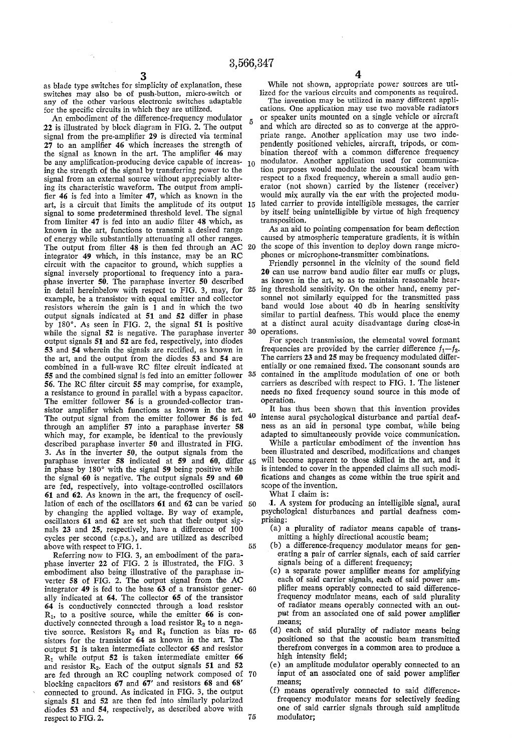as blade type switches for simplicity of explanation, these switches may also be of push-button, micro-switch or any of the other various electronic switches adaptable for the specific circuits in which they are utilized.

An embodiment of the difference-frequency modulator **22** is illustrated by block diagram in FIG. 2. The output signal from the pre-amplifier **29** is directed via terminal **27** to an amplifier **46** which increases the strength of the signal as known in the art. The amplifier **46** may be any amplification-producing device capable of increasing the strength of the signal by transferring power to the signal from an external source without appreciably altering its characteristic waveform. The output from amplifier **46** is fed into a limiter **47**, which as known in the art, is a circuit that limits the amplitude of its output signal to some predetermined threshold level. The signal from limiter **47** is fed into an audio filter **48** which, as known in the art, functions to transmit a desired range of energy while substantially attenuating all other ranges. The output from filter **48** is then fed through an AC integrator **49** which, in this instance, may be an RC circuit with the capacitor to ground, which supplies a signal inversely proportional to frequency into a paraphase inverter **50**. The paraphase inverter **50** described in detail hereinbelow with respect to FIG. 3, may, for example, be a transistor with equal emitter and collector resistors wherein the gain is 1 and in which the two output signals indicated at **51** and **52** differ in phase by 180°. As seen in FIG. 2, the signal **51** is positive while the signal **52** is negative. The paraphase inverter output signals **51** and **52** are fed, respectively, into diodes **53** and **54** wherein the signals are rectified, as known in the art, and the output from the diodes **53** and **54** are combined in a full-wave RC filter circuit indicated at **55** and the combined signal is fed into an emitter follower **56**. The RC filter circuit **55** may comprise, for example, a resistance to ground in parallel with a bypass capacitor. The emitter follower **56** is a grounded-collector transistor amplifier which functions as known in the art. The output signal from the emitter follower **56** is fed through an amplifier **57** into a paraphase inverter **58** which may, for example, be identical to the previously described paraphase inverter **50** and illustrated in FIG. 3. As in the inverter **50**, the output signals from the paraphase inverter **58** indicated at **59** and **60**, differ in phase by 180° with the signal **59** being positive while the signal **60** is negative. The output signals **59** and **60** are fed, respectively, into voltage-controlled oscillators **61** and **62**. As known in the art, the frequency of oscillation of each of the oscillators **61** and **62** can be varied by changing the applied voltage. By way of example, oscillators **61** and **62** are set such that their output signals **23** and **25**, respectively, have a difference of 100 cycles per second (c.p.s.), and are utilized as described above with respect to FIG. 1.

Referring now to FIG. 3, an embodiment of the paraphase inverter **22** of FIG. 2 is illustrated, the FIG. 3 embodiment also being illustrative of the paraphase inverter **58** of FIG. 2. The output signal from the AC integrator **49** is fed to the base **63** of a transistor generally indicated at **64**. The collector **65** of the transistor **64** is conductively connected through a load resistor $R_1$, to a positive source, while the emitter **66** is conductively connected through a load resistor $R_2$ to a negative source. Resistors $R_3$ and $R_4$ function as bias resistors for the transistor **64** as known in the art. The output **51** is taken intermediate collector **65** and resistor $R_1$ while output **52** is taken intermediate emitter **66** and resistor $R_2$. Each of the output signals **51** and **52** are fed through an RC coupling network composed of blocking capacitors **67** and **67'** and resistors **68** and **68'** connected to ground. As indicated in FIG. 3, the output signals **51** and **52** are then fed into similarly polarized diodes **53** and **54**, respectively, as described above with respect to FIG. 2.

While not shown, appropriate power sources are utilized for the various circuits and components as required.

The invention may be utilized in many different applications. One application may use two movable radiators or speaker units mounted on a single vehicle or aircraft and which are directed so as to converge at the appropriate range. Another application may use two independently positioned vehicles, aircraft, tripods, or combination thereof with a common difference frequency modulator. Another application used for communication purposes would modulate the acoustical beam with respect to a fixed frequency, wherein a small audio generator (not shown) carried by the listener (receiver) would mix aurally via the ear with the projected modulated carrier to provide intelligible messages, the carrier by itself being unintelligible by virtue of high frequency transposition.

As an aid to pointing compensation for beam deflection caused by atmospheric temperature gradients, it is within the scope of this invention to deploy down range microphones or microphone-transmitter combinations.

Friendly personnel in the vicinity of the sound field **20** can use narrow band audio filter ear muffs or plugs, as known in the art, so as to maintain reasonable hearing threshold sensitivity. On the other hand, enemy personnel not similarly equipped for the transmitted pass band would lose about 40 db in hearing sensitivity similar to partial deafness. This would place the enemy at a distinct aural acuity disadvantage during close-in operations.

For speech transmission, the elemental vowel formant frequencies are provided by the carrier difference $f_1-f_2$. The carriers **23** and **25** may be frequency modulated differentially or one remained fixed. The consonant sounds are contained in the amplitude modulation of one or both carriers as described with respect to FIG. 1. The listener needs no fixed frequency sound source in this mode of operation.

It has thus been shown that this invention provides intense aural psychological disturbance and partial deafness as an aid in personal type combat, while being adapted to simultaneously provide voice communication.

While a particular embodiment of the invention has been illustrated and described, modifications and changes will become apparent to those skilled in the art, and it is intended to cover in the appended claims all such modifications and changes as come within the true spirit and scope of the invention.

What I claim is:

1. A system for producing an intelligible signal, aural psychological disturbances and partial deafness comprising:
   - (a) a plurality of radiator means capable of transmitting a highly directional acoustic beam;
   - (b) a difference-frequency modulator means for generating a pair of carrier signals, each of said carrier signals being of a different frequency;
   - (c) a separate power amplifier means for amplifying each of said carrier signals, each of said power amplifier means operably connected to said difference-frequency modulator means, each of said plurality of radiator means operably connected with an output from an associated one of said power amplifier means;
   - (d) each of said plurality of radiator means being positioned so that the acoustic beam transmitted therefrom converges in a common area to produce a high intensity field;
   - (e) an amplitude modulator operably connected to an input of an associated one of said power amplifier means;
   - (f) means operatively connected to said difference-frequency modulator means for selectively feeding one of said carrier signals through said amplitude modulator;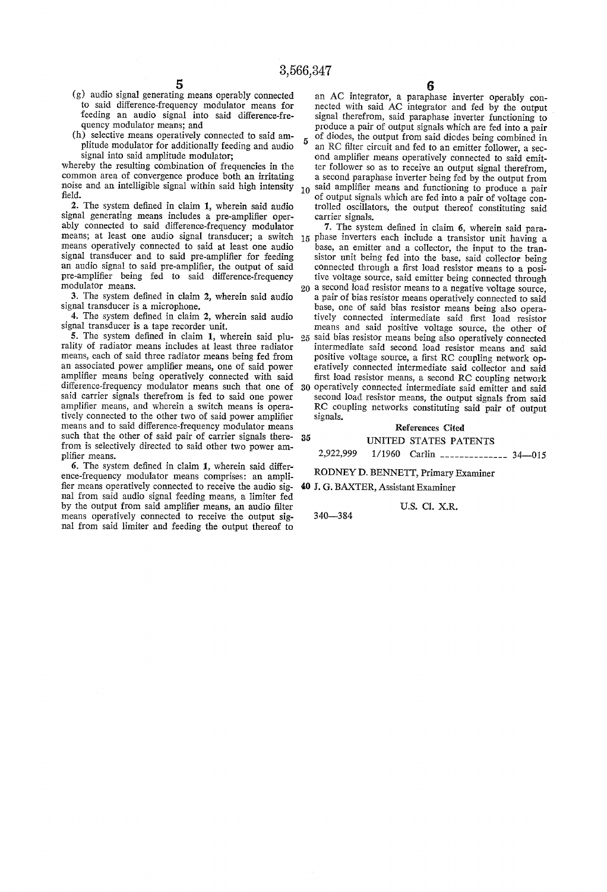(g) audio signal generating means operably connected to said difference-frequency modulator means for feeding an audio signal into said difference-frequency modulator means; and

(h) selective means operatively connected to said amplitude modulator for additionally feeding and audio signal into said amplitude modulator;

whereby the resulting combination of frequencies in the common area of convergence produce both an irritating noise and an intelligible signal within said high intensity field.

2. The system defined in claim 1, wherein said audio signal generating means includes a pre-amplifier operably connected to said difference-frequency modulator means; at least one audio signal transducer; a switch means operatively connected to said at least one audio signal transducer and to said pre-amplifier for feeding an audio signal to said pre-amplifier, the output of said pre-amplifier being fed to said difference-frequency modulator means.

3. The system defined in claim 2, wherein said audio signal transducer is a microphone.

4. The system defined in claim 2, wherein said audio signal transducer is a tape recorder unit.

5. The system defined in claim 1, wherein said plurality of radiator means includes at least three radiator means, each of said three radiator means being fed from an associated power amplifier means, one of said power amplifier means being operatively connected with said difference-frequency modulator means such that one of said carrier signals therefrom is fed to said one power amplifier means, and wherein a switch means is operatively connected to the other two of said power amplifier means and to said difference-frequency modulator means such that the other of said pair of carrier signals therefrom is selectively directed to said other two power amplifier means.

6. The system defined in claim 1, wherein said difference-frequency modulator means comprises: an amplifier means operatively connected to receive the audio signal from said audio signal feeding means, a limiter fed by the output from said amplifier means, an audio filter means operatively connected to receive the output signal from said limiter and feeding the output thereof to an AC integrator, a paraphase inverter operably connected with said AC integrator and fed by the output signal therefrom, said paraphase inverter functioning to produce a pair of output signals which are fed into a pair of diodes, the output from said diodes being combined in an RC filter circuit and fed to an emitter follower, a second amplifier means operatively connected to said emitter follower so as to receive an output signal therefrom, a second paraphase inverter being fed by the output from said amplifier means and functioning to produce a pair of output signals which are fed into a pair of voltage controlled oscillators, the output thereof constituting said carrier signals.

7. The system defined in claim 6, wherein said paraphase inverters each include a transistor unit having a base, an emitter and a collector, the input to the transistor unit being fed into the base, said collector being connected through a first load resistor means to a positive voltage source, said emitter being connected through a second load resistor means to a negative voltage source, a pair of bias resistor means operatively connected to said base, one of said bias resistor means being also operatively connected intermediate said first load resistor means and said positive voltage source, the other of said bias resistor means being also operatively connected intermediate said second load resistor means and said positive voltage source, a first RC coupling network operatively connected intermediate said collector and said first load resistor means, a second RC coupling network operatively connected intermediate said emitter and said second load resistor means, the output signals from said RC coupling networks constituting said pair of output signals.

## References Cited

UNITED STATES PATENTS

2,922,999 1/1960 Carlin .............. 34—015

RODNEY D. BENNETT, Primary Examiner

J. G. BAXTER, Assistant Examiner

U.S. Cl. X.R.

340—384